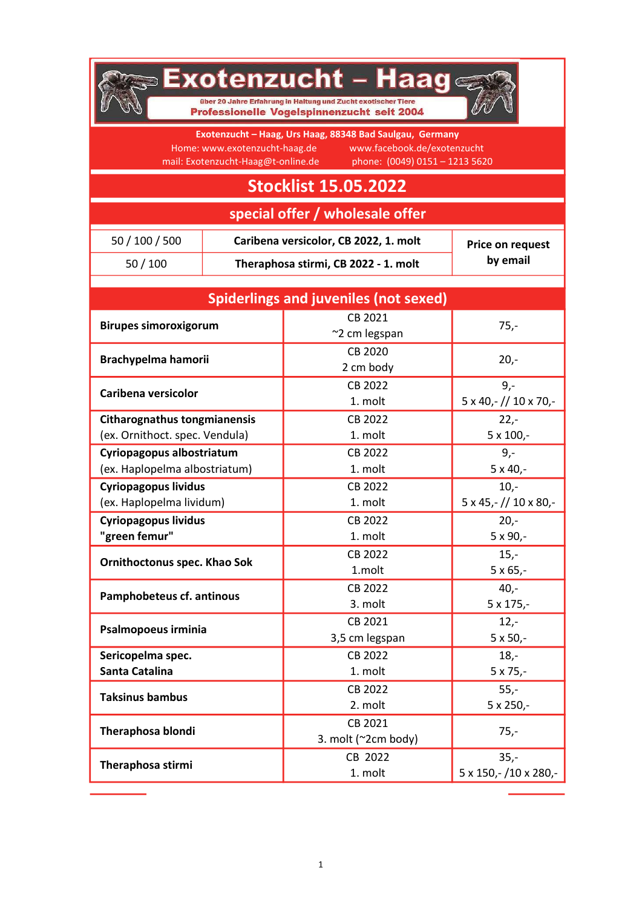# Exotenzucht – Haag

über 20 Jahre Erfahrung in Haltung und Zucht exotischer Tiere

**Professionelle Vogelspinnenzucht seit 2004**

**Exotenzucht – Haag, Urs Haag, 88348 Bad Saulgau, Germany**

Home: www.exotenzucht-haag.de www.facebook.de/exotenzucht

mail: Exotenzucht-Haag@t-online.de phone: (0049) 0151 – 1213 5620

## Stocklist 15.05.2022

### special offer / wholesale offer

| | | |
|---|---|---|
| 50 / 100 / 500 | **Caribena versicolor, CB 2022, 1. molt** | **Price on request by email** |
| 50 / 100 | **Theraphosa stirmi, CB 2022 - 1. molt** | |

### Spiderlings and juveniles (not sexed)

| | | |
|---|---|---|
| **Birupes simoroxigorum** | CB 2021<br>~2 cm legspan | 75,- |
| **Brachypelma hamorii** | CB 2020<br>2 cm body | 20,- |
| **Caribena versicolor** | CB 2022<br>1. molt | 9,-<br>5 x 40,- // 10 x 70,- |
| **Citharognathus tongmianensis**<br>(ex. Ornithoct. spec. Vendula) | CB 2022<br>1. molt | 22,-<br>5 x 100,- |
| **Cyriopagopus albostriatum**<br>(ex. Haplopelma albostriatum) | CB 2022<br>1. molt | 9,-<br>5 x 40,- |
| **Cyriopagopus lividus**<br>(ex. Haplopelma lividum) | CB 2022<br>1. molt | 10,-<br>5 x 45,- // 10 x 80,- |
| **Cyriopagopus lividus "green femur"** | CB 2022<br>1. molt | 20,-<br>5 x 90,- |
| **Ornithoctonus spec. Khao Sok** | CB 2022<br>1.molt | 15,-<br>5 x 65,- |
| **Pamphobeteus cf. antinous** | CB 2022<br>3. molt | 40,-<br>5 x 175,- |
| **Psalmopoeus irminia** | CB 2021<br>3,5 cm legspan | 12,-<br>5 x 50,- |
| **Sericopelma spec. Santa Catalina** | CB 2022<br>1. molt | 18,-<br>5 x 75,- |
| **Taksinus bambus** | CB 2022<br>2. molt | 55,-<br>5 x 250,- |
| **Theraphosa blondi** | CB 2021<br>3. molt (~2cm body) | 75,- |
| **Theraphosa stirmi** | CB 2022<br>1. molt | 35,-<br>5 x 150,- /10 x 280,- |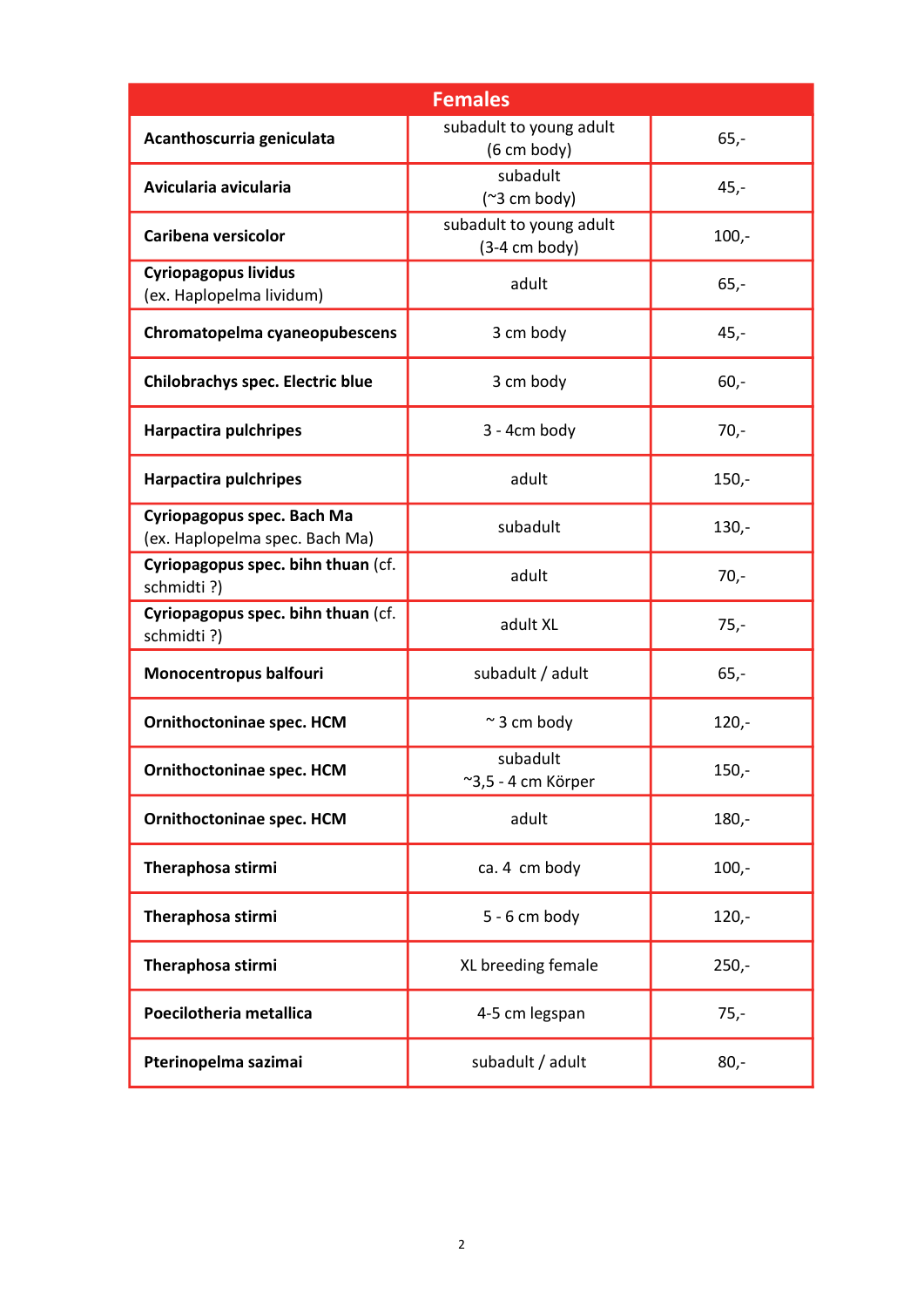| Females | | |
|---|---|---|
| **Acanthoscurria geniculata** | subadult to young adult (6 cm body) | 65,- |
| **Avicularia avicularia** | subadult (~3 cm body) | 45,- |
| **Caribena versicolor** | subadult to young adult (3-4 cm body) | 100,- |
| **Cyriopagopus lividus** (ex. Haplopelma lividum) | adult | 65,- |
| **Chromatopelma cyaneopubescens** | 3 cm body | 45,- |
| **Chilobrachys spec. Electric blue** | 3 cm body | 60,- |
| **Harpactira pulchripes** | 3 - 4cm body | 70,- |
| **Harpactira pulchripes** | adult | 150,- |
| **Cyriopagopus spec. Bach Ma** (ex. Haplopelma spec. Bach Ma) | subadult | 130,- |
| **Cyriopagopus spec. bihn thuan** (cf. schmidti ?) | adult | 70,- |
| **Cyriopagopus spec. bihn thuan** (cf. schmidti ?) | adult XL | 75,- |
| **Monocentropus balfouri** | subadult / adult | 65,- |
| **Ornithoctoninae spec. HCM** | ~ 3 cm body | 120,- |
| **Ornithoctoninae spec. HCM** | subadult ~3,5 - 4 cm Körper | 150,- |
| **Ornithoctoninae spec. HCM** | adult | 180,- |
| **Theraphosa stirmi** | ca. 4 cm body | 100,- |
| **Theraphosa stirmi** | 5 - 6 cm body | 120,- |
| **Theraphosa stirmi** | XL breeding female | 250,- |
| **Poecilotheria metallica** | 4-5 cm legspan | 75,- |
| **Pterinopelma sazimai** | subadult / adult | 80,- |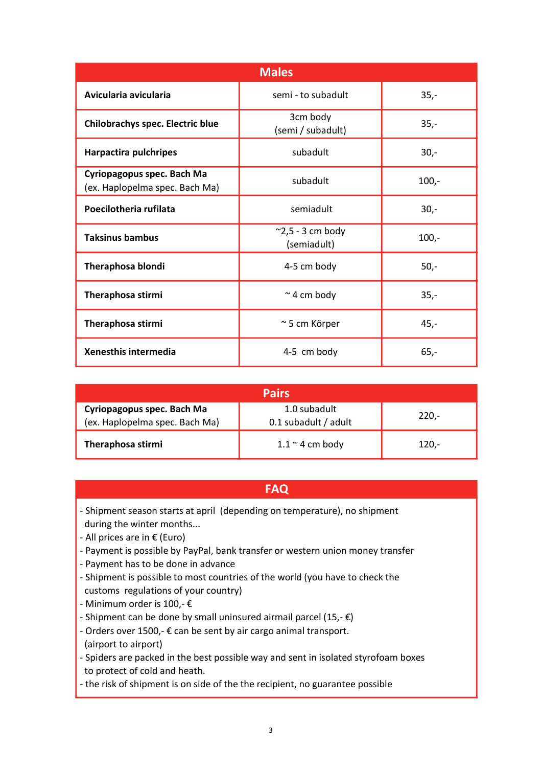| Males | | |
|---|---|---|
| **Avicularia avicularia** | semi - to subadult | 35,- |
| **Chilobrachys spec. Electric blue** | 3cm body<br>(semi / subadult) | 35,- |
| **Harpactira pulchripes** | subadult | 30,- |
| **Cyriopagopus spec. Bach Ma**<br>(ex. Haplopelma spec. Bach Ma) | subadult | 100,- |
| **Poecilotheria rufilata** | semiadult | 30,- |
| **Taksinus bambus** | ~2,5 - 3 cm body<br>(semiadult) | 100,- |
| **Theraphosa blondi** | 4-5 cm body | 50,- |
| **Theraphosa stirmi** | ~ 4 cm body | 35,- |
| **Theraphosa stirmi** | ~ 5 cm Körper | 45,- |
| **Xenesthis intermedia** | 4-5 cm body | 65,- |

| Pairs | | |
|---|---|---|
| **Cyriopagopus spec. Bach Ma**<br>(ex. Haplopelma spec. Bach Ma) | 1.0 subadult<br>0.1 subadult / adult | 220,- |
| **Theraphosa stirmi** | 1.1 ~ 4 cm body | 120,- |

## FAQ

- Shipment season starts at april (depending on temperature), no shipment during the winter months...
- All prices are in € (Euro)
- Payment is possible by PayPal, bank transfer or western union money transfer
- Payment has to be done in advance
- Shipment is possible to most countries of the world (you have to check the customs regulations of your country)
- Minimum order is 100,- €
- Shipment can be done by small uninsured airmail parcel (15,- €)
- Orders over 1500,- € can be sent by air cargo animal transport. (airport to airport)
- Spiders are packed in the best possible way and sent in isolated styrofoam boxes to protect of cold and heath.
- the risk of shipment is on side of the the recipient, no guarantee possible